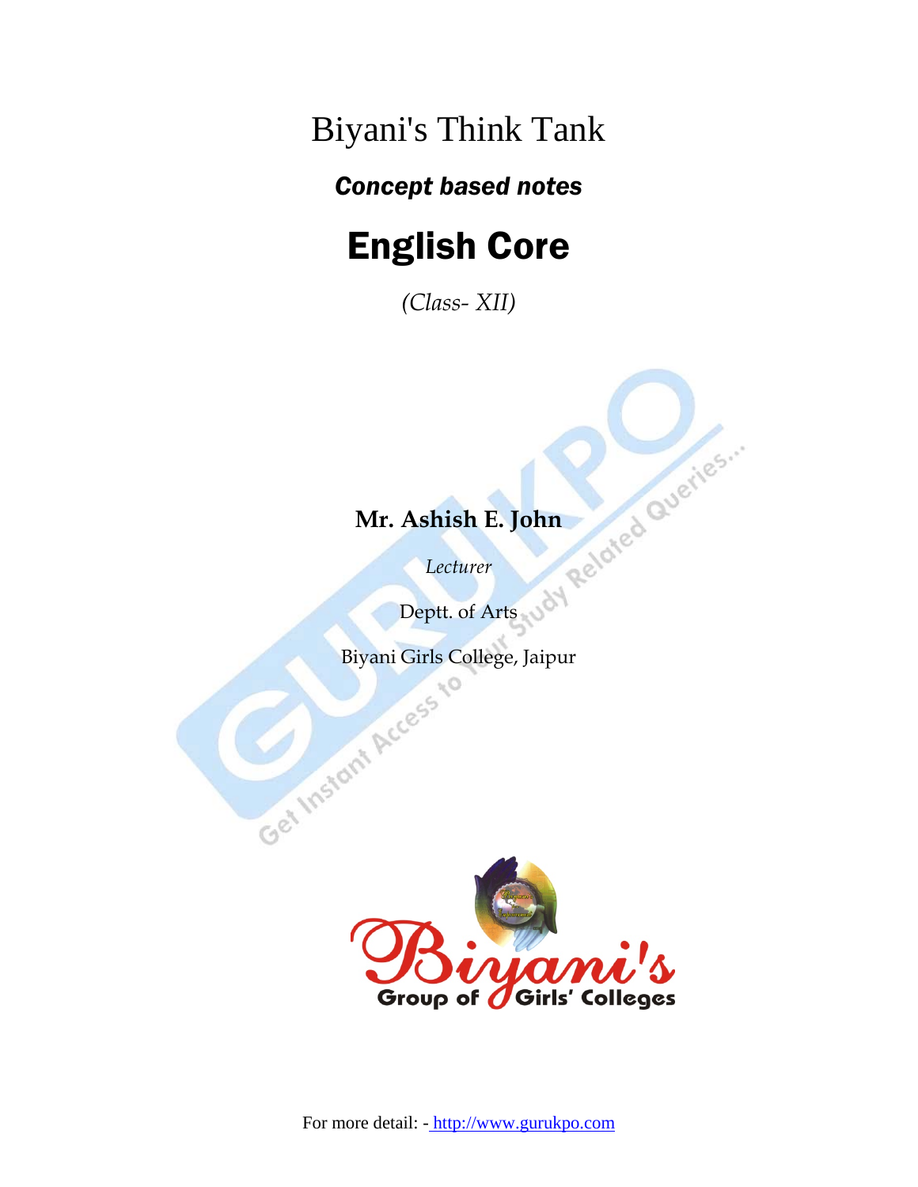# Biyani's Think Tank

***Concept based notes***

# English Core

*(Class- XII)*

**Mr. Ashish E. John**

*Lecturer*

Deptt. of Arts

Biyani Girls College, Jaipur

For more detail: - http://www.gurukpo.com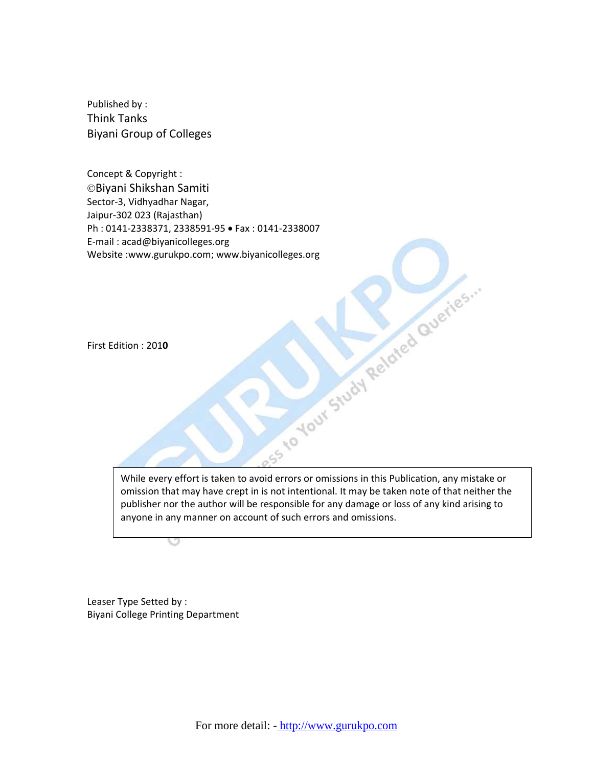Published by :
Think Tanks
Biyani Group of Colleges

Concept & Copyright :
©Biyani Shikshan Samiti
Sector-3, Vidhyadhar Nagar,
Jaipur-302 023 (Rajasthan)
Ph : 0141-2338371, 2338591-95 • Fax : 0141-2338007
E-mail : acad@biyanicolleges.org
Website :www.gurukpo.com; www.biyanicolleges.org

First Edition : 2010

While every effort is taken to avoid errors or omissions in this Publication, any mistake or omission that may have crept in is not intentional. It may be taken note of that neither the publisher nor the author will be responsible for any damage or loss of any kind arising to anyone in any manner on account of such errors and omissions.

Leaser Type Setted by :
Biyani College Printing Department

For more detail: - http://www.gurukpo.com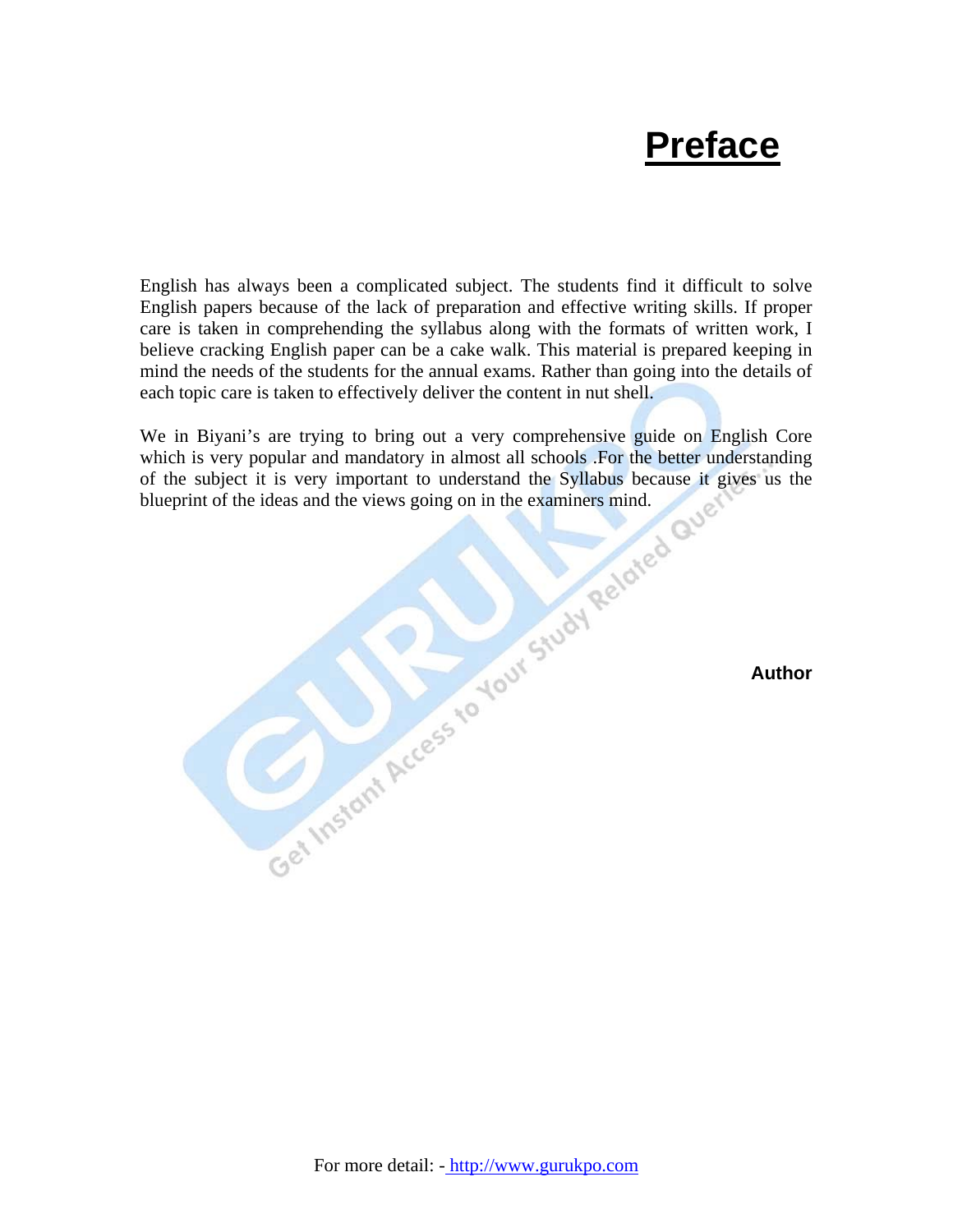# Preface

English has always been a complicated subject. The students find it difficult to solve English papers because of the lack of preparation and effective writing skills. If proper care is taken in comprehending the syllabus along with the formats of written work, I believe cracking English paper can be a cake walk. This material is prepared keeping in mind the needs of the students for the annual exams. Rather than going into the details of each topic care is taken to effectively deliver the content in nut shell.

We in Biyani's are trying to bring out a very comprehensive guide on English Core which is very popular and mandatory in almost all schools .For the better understanding of the subject it is very important to understand the Syllabus because it gives us the blueprint of the ideas and the views going on in the examiners mind.

**Author**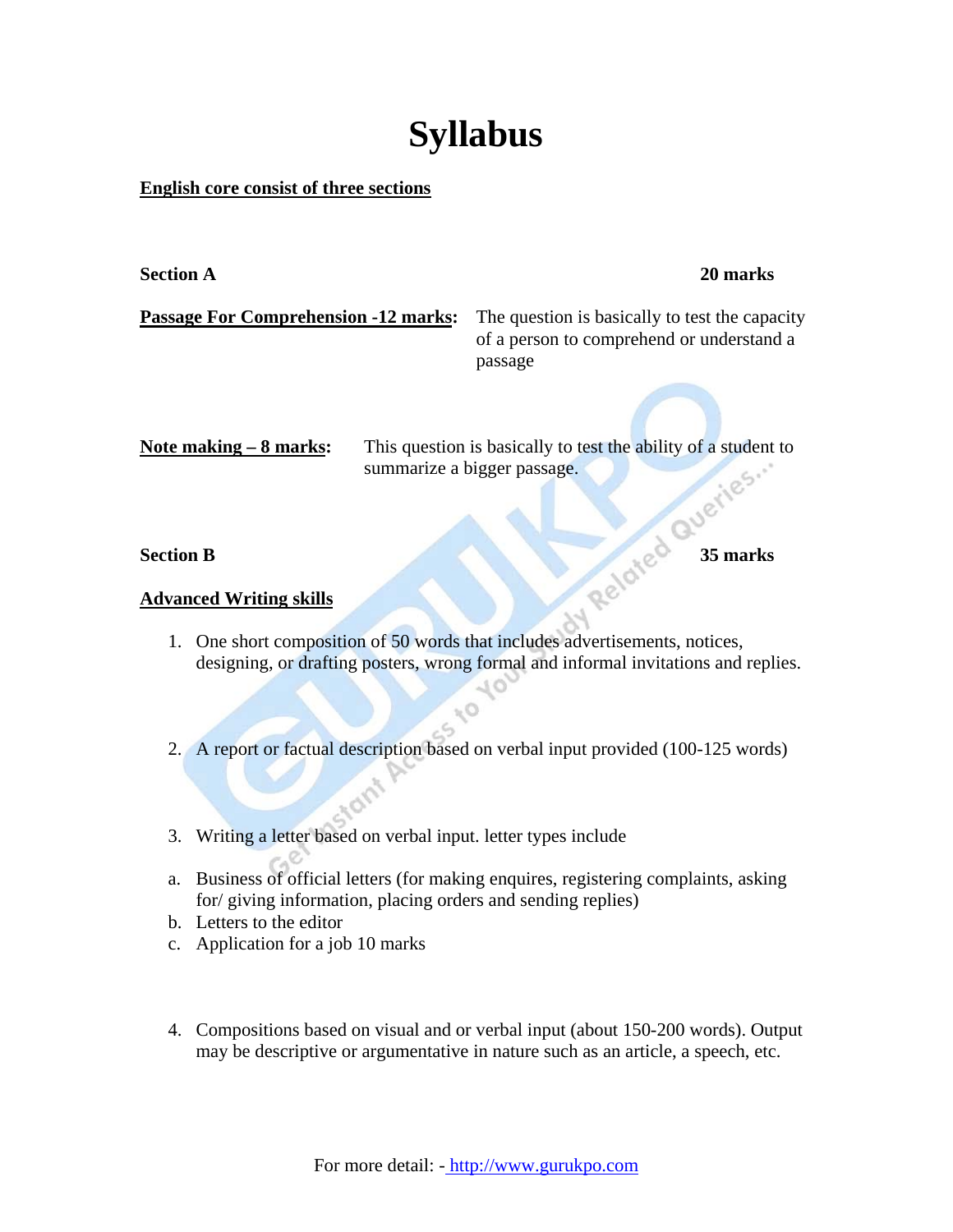# Syllabus

**English core consist of three sections**

**Section A** **20 marks**

**Passage For Comprehension -12 marks:** The question is basically to test the capacity of a person to comprehend or understand a passage

**Note making – 8 marks:** This question is basically to test the ability of a student to summarize a bigger passage.

**Section B** **35 marks**

**Advanced Writing skills**

1. One short composition of 50 words that includes advertisements, notices, designing, or drafting posters, wrong formal and informal invitations and replies.

2. A report or factual description based on verbal input provided (100-125 words)

3. Writing a letter based on verbal input. letter types include

a. Business of official letters (for making enquires, registering complaints, asking for/ giving information, placing orders and sending replies)
b. Letters to the editor
c. Application for a job 10 marks

4. Compositions based on visual and or verbal input (about 150-200 words). Output may be descriptive or argumentative in nature such as an article, a speech, etc.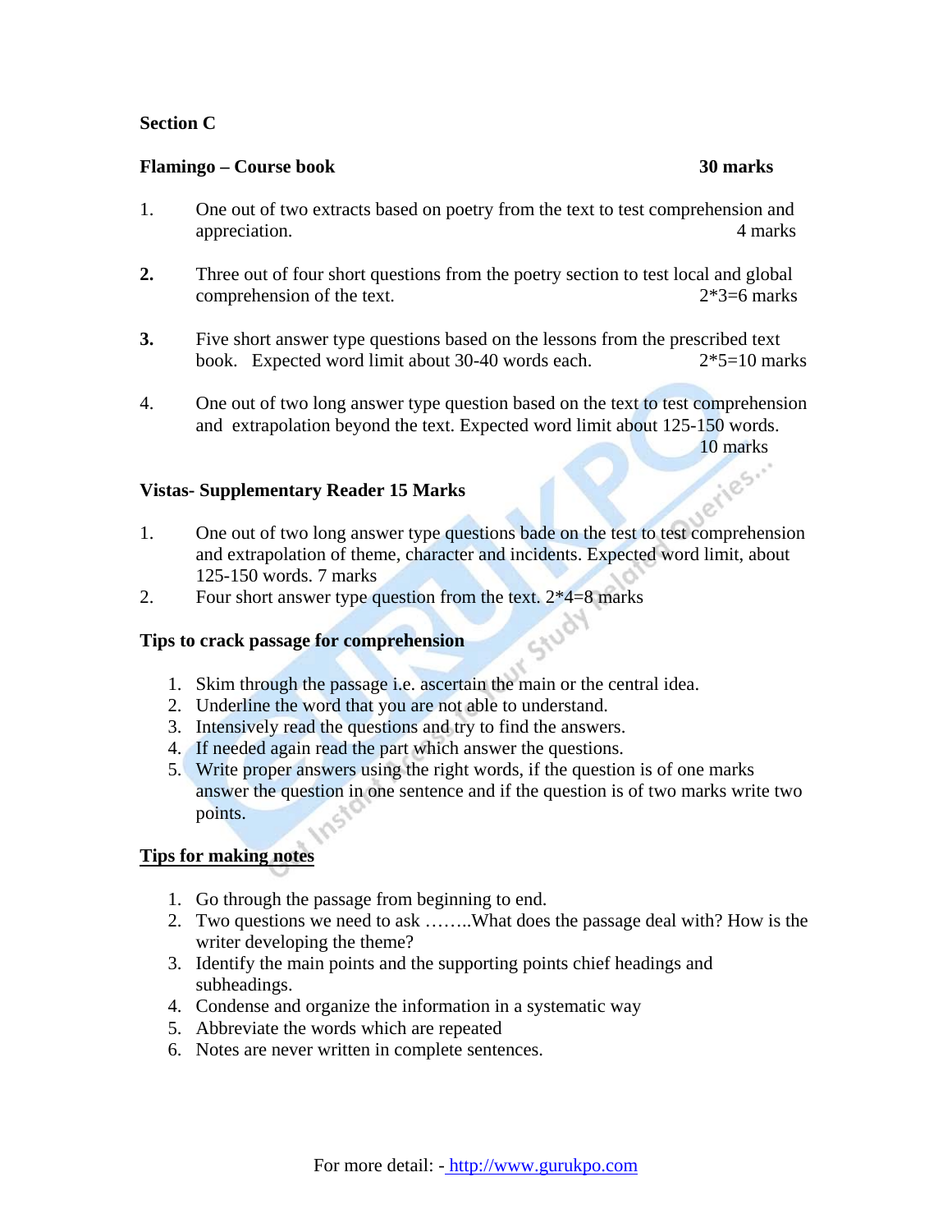**Section C**

**Flamingo – Course book** **30 marks**

1. One out of two extracts based on poetry from the text to test comprehension and appreciation. 4 marks

2. Three out of four short questions from the poetry section to test local and global comprehension of the text. 2*3=6 marks

3. Five short answer type questions based on the lessons from the prescribed text book. Expected word limit about 30-40 words each. 2*5=10 marks

4. One out of two long answer type question based on the text to test comprehension and extrapolation beyond the text. Expected word limit about 125-150 words. 10 marks

**Vistas- Supplementary Reader 15 Marks**

1. One out of two long answer type questions bade on the test to test comprehension and extrapolation of theme, character and incidents. Expected word limit, about 125-150 words. 7 marks
2. Four short answer type question from the text. 2*4=8 marks

**Tips to crack passage for comprehension**

1. Skim through the passage i.e. ascertain the main or the central idea.
2. Underline the word that you are not able to understand.
3. Intensively read the questions and try to find the answers.
4. If needed again read the part which answer the questions.
5. Write proper answers using the right words, if the question is of one marks answer the question in one sentence and if the question is of two marks write two points.

**Tips for making notes**

1. Go through the passage from beginning to end.
2. Two questions we need to ask ……..What does the passage deal with? How is the writer developing the theme?
3. Identify the main points and the supporting points chief headings and subheadings.
4. Condense and organize the information in a systematic way
5. Abbreviate the words which are repeated
6. Notes are never written in complete sentences.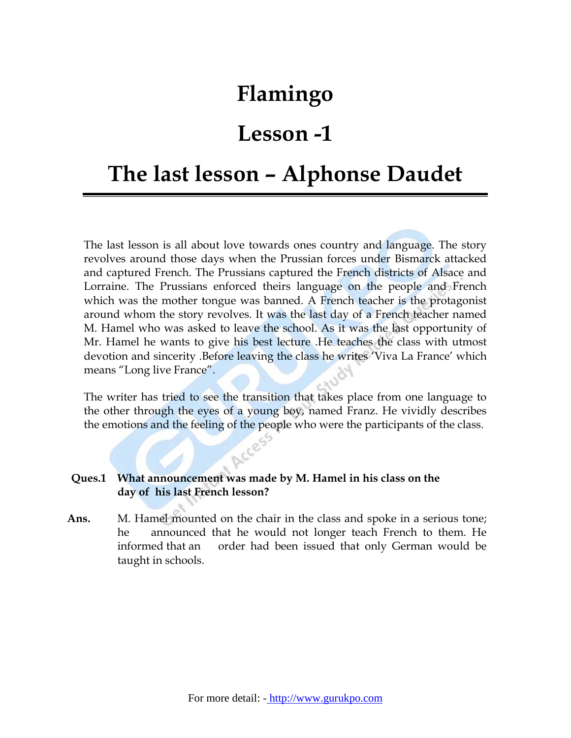# Flamingo

# Lesson -1

# The last lesson – Alphonse Daudet

The last lesson is all about love towards ones country and language. The story revolves around those days when the Prussian forces under Bismarck attacked and captured French. The Prussians captured the French districts of Alsace and Lorraine. The Prussians enforced theirs language on the people and French which was the mother tongue was banned. A French teacher is the protagonist around whom the story revolves. It was the last day of a French teacher named M. Hamel who was asked to leave the school. As it was the last opportunity of Mr. Hamel he wants to give his best lecture .He teaches the class with utmost devotion and sincerity .Before leaving the class he writes 'Viva La France' which means "Long live France".

The writer has tried to see the transition that takes place from one language to the other through the eyes of a young boy, named Franz. He vividly describes the emotions and the feeling of the people who were the participants of the class.

**Ques.1 What announcement was made by M. Hamel in his class on the day of his last French lesson?**

**Ans.** M. Hamel mounted on the chair in the class and spoke in a serious tone; he announced that he would not longer teach French to them. He informed that an order had been issued that only German would be taught in schools.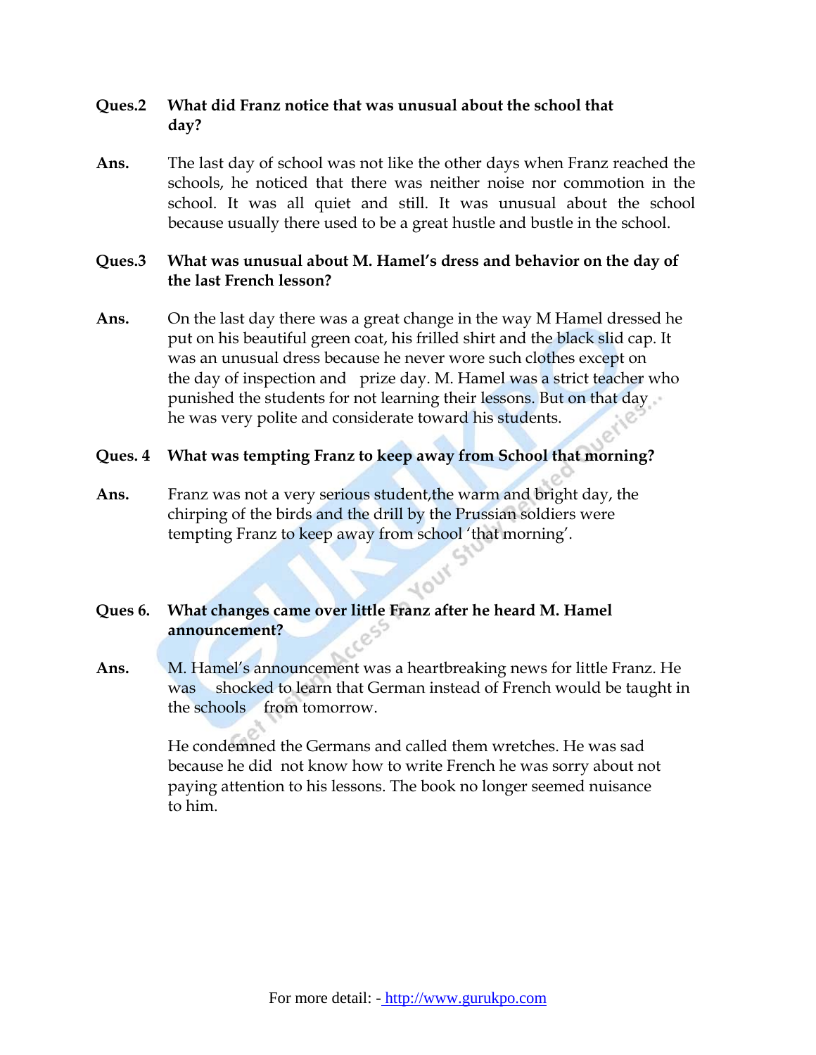**Ques.2 What did Franz notice that was unusual about the school that day?**

**Ans.** The last day of school was not like the other days when Franz reached the schools, he noticed that there was neither noise nor commotion in the school. It was all quiet and still. It was unusual about the school because usually there used to be a great hustle and bustle in the school.

**Ques.3 What was unusual about M. Hamel's dress and behavior on the day of the last French lesson?**

**Ans.** On the last day there was a great change in the way M Hamel dressed he put on his beautiful green coat, his frilled shirt and the black slid cap. It was an unusual dress because he never wore such clothes except on the day of inspection and prize day. M. Hamel was a strict teacher who punished the students for not learning their lessons. But on that day he was very polite and considerate toward his students.

**Ques. 4 What was tempting Franz to keep away from School that morning?**

**Ans.** Franz was not a very serious student,the warm and bright day, the chirping of the birds and the drill by the Prussian soldiers were tempting Franz to keep away from school 'that morning'.

**Ques 6. What changes came over little Franz after he heard M. Hamel announcement?**

**Ans.** M. Hamel's announcement was a heartbreaking news for little Franz. He was shocked to learn that German instead of French would be taught in the schools from tomorrow.

He condemned the Germans and called them wretches. He was sad because he did not know how to write French he was sorry about not paying attention to his lessons. The book no longer seemed nuisance to him.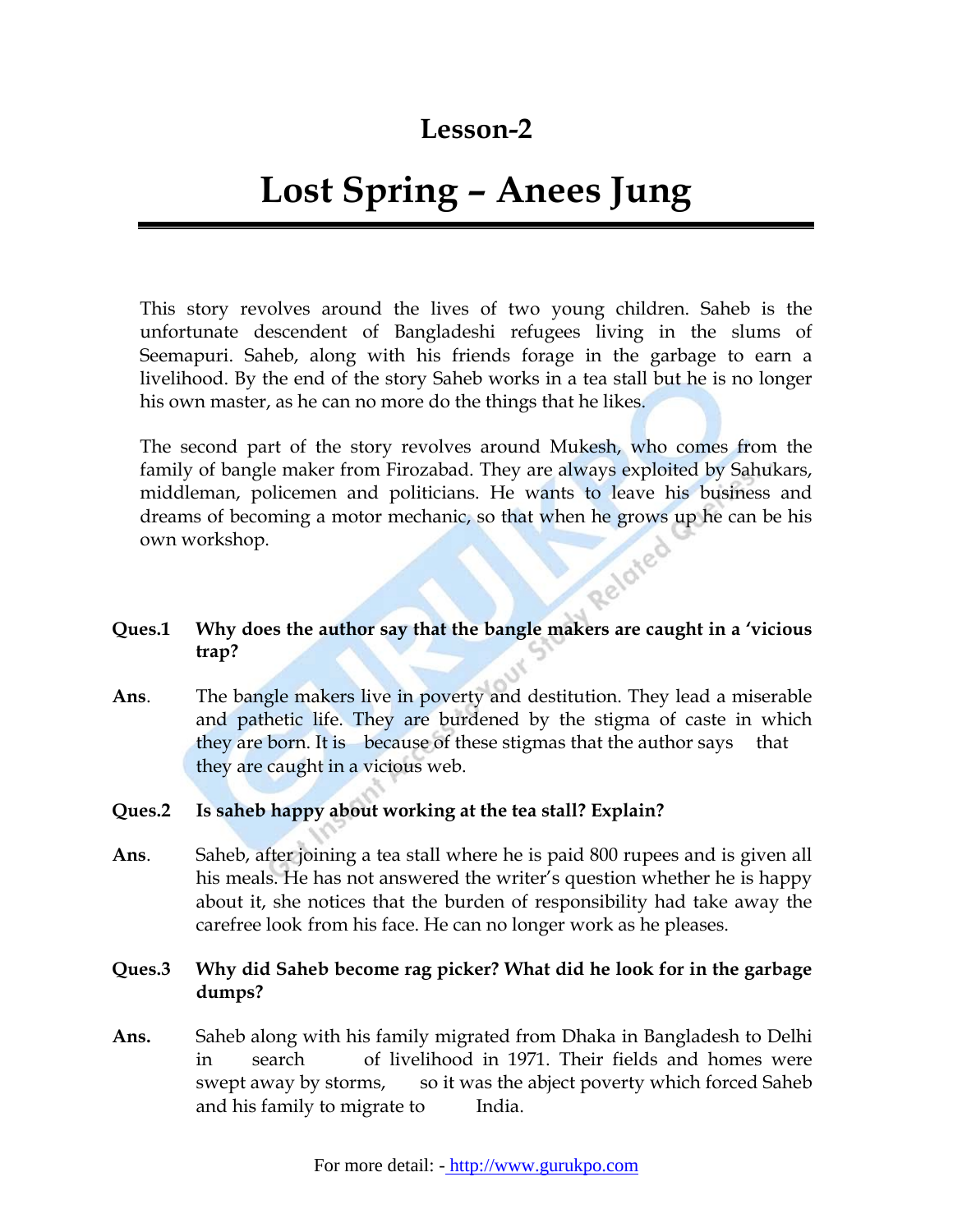## Lesson-2

# Lost Spring – Anees Jung

This story revolves around the lives of two young children. Saheb is the unfortunate descendent of Bangladeshi refugees living in the slums of Seemapuri. Saheb, along with his friends forage in the garbage to earn a livelihood. By the end of the story Saheb works in a tea stall but he is no longer his own master, as he can no more do the things that he likes.

The second part of the story revolves around Mukesh, who comes from the family of bangle maker from Firozabad. They are always exploited by Sahukars, middleman, policemen and politicians. He wants to leave his business and dreams of becoming a motor mechanic, so that when he grows up he can be his own workshop.

**Ques.1 Why does the author say that the bangle makers are caught in a 'vicious trap?**

**Ans**. The bangle makers live in poverty and destitution. They lead a miserable and pathetic life. They are burdened by the stigma of caste in which they are born. It is because of these stigmas that the author says that they are caught in a vicious web.

**Ques.2 Is saheb happy about working at the tea stall? Explain?**

**Ans**. Saheb, after joining a tea stall where he is paid 800 rupees and is given all his meals. He has not answered the writer's question whether he is happy about it, she notices that the burden of responsibility had take away the carefree look from his face. He can no longer work as he pleases.

**Ques.3 Why did Saheb become rag picker? What did he look for in the garbage dumps?**

**Ans.** Saheb along with his family migrated from Dhaka in Bangladesh to Delhi in search of livelihood in 1971. Their fields and homes were swept away by storms, so it was the abject poverty which forced Saheb and his family to migrate to India.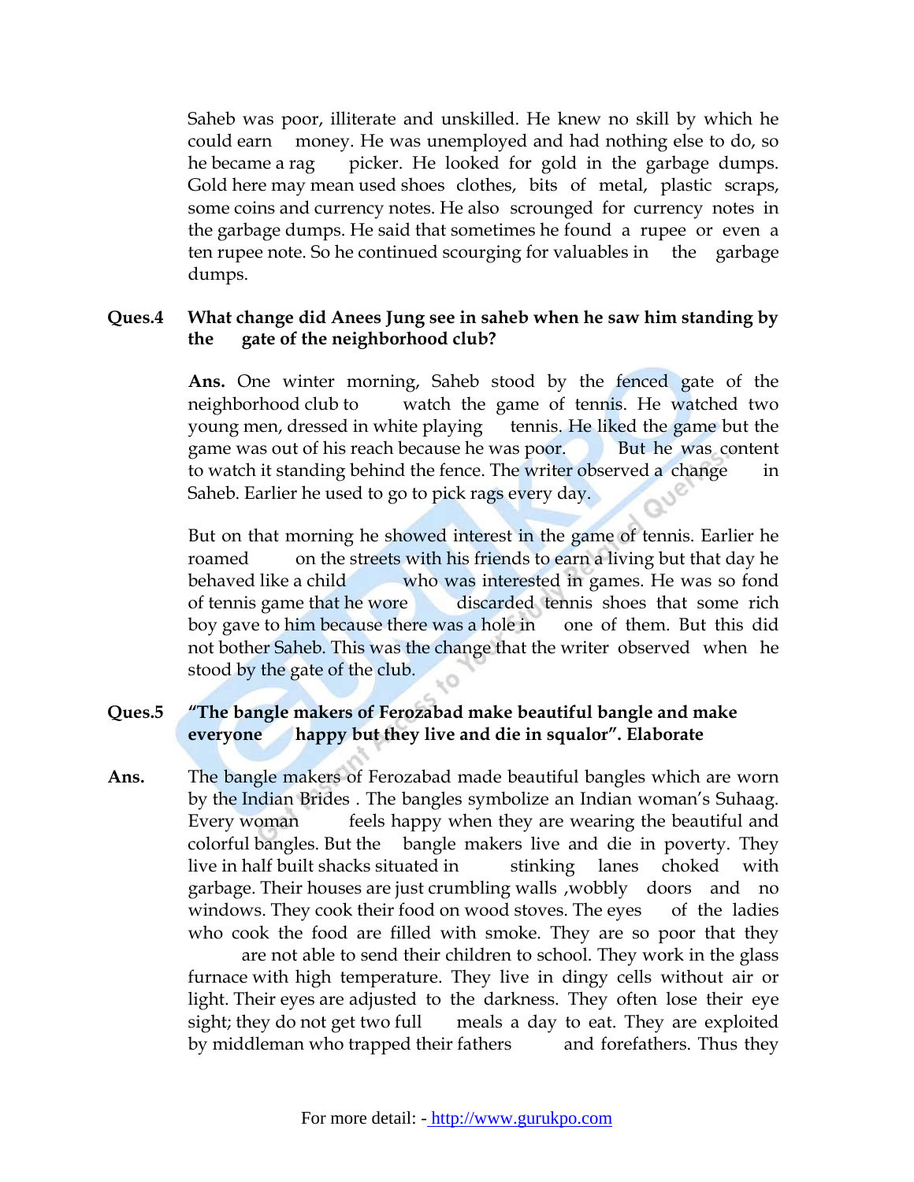Saheb was poor, illiterate and unskilled. He knew no skill by which he could earn money. He was unemployed and had nothing else to do, so he became a rag picker. He looked for gold in the garbage dumps. Gold here may mean used shoes clothes, bits of metal, plastic scraps, some coins and currency notes. He also scrounged for currency notes in the garbage dumps. He said that sometimes he found a rupee or even a ten rupee note. So he continued scourging for valuables in the garbage dumps.

**Ques.4 What change did Anees Jung see in saheb when he saw him standing by the gate of the neighborhood club?**

**Ans.** One winter morning, Saheb stood by the fenced gate of the neighborhood club to watch the game of tennis. He watched two young men, dressed in white playing tennis. He liked the game but the game was out of his reach because he was poor. But he was content to watch it standing behind the fence. The writer observed a change in Saheb. Earlier he used to go to pick rags every day.

But on that morning he showed interest in the game of tennis. Earlier he roamed on the streets with his friends to earn a living but that day he behaved like a child who was interested in games. He was so fond of tennis game that he wore discarded tennis shoes that some rich boy gave to him because there was a hole in one of them. But this did not bother Saheb. This was the change that the writer observed when he stood by the gate of the club.

**Ques.5 "The bangle makers of Ferozabad make beautiful bangle and make everyone happy but they live and die in squalor". Elaborate**

**Ans.** The bangle makers of Ferozabad made beautiful bangles which are worn by the Indian Brides . The bangles symbolize an Indian woman's Suhaag. Every woman feels happy when they are wearing the beautiful and colorful bangles. But the bangle makers live and die in poverty. They live in half built shacks situated in stinking lanes choked with garbage. Their houses are just crumbling walls ,wobbly doors and no windows. They cook their food on wood stoves. The eyes of the ladies who cook the food are filled with smoke. They are so poor that they are not able to send their children to school. They work in the glass furnace with high temperature. They live in dingy cells without air or light. Their eyes are adjusted to the darkness. They often lose their eye sight; they do not get two full meals a day to eat. They are exploited by middleman who trapped their fathers and forefathers. Thus they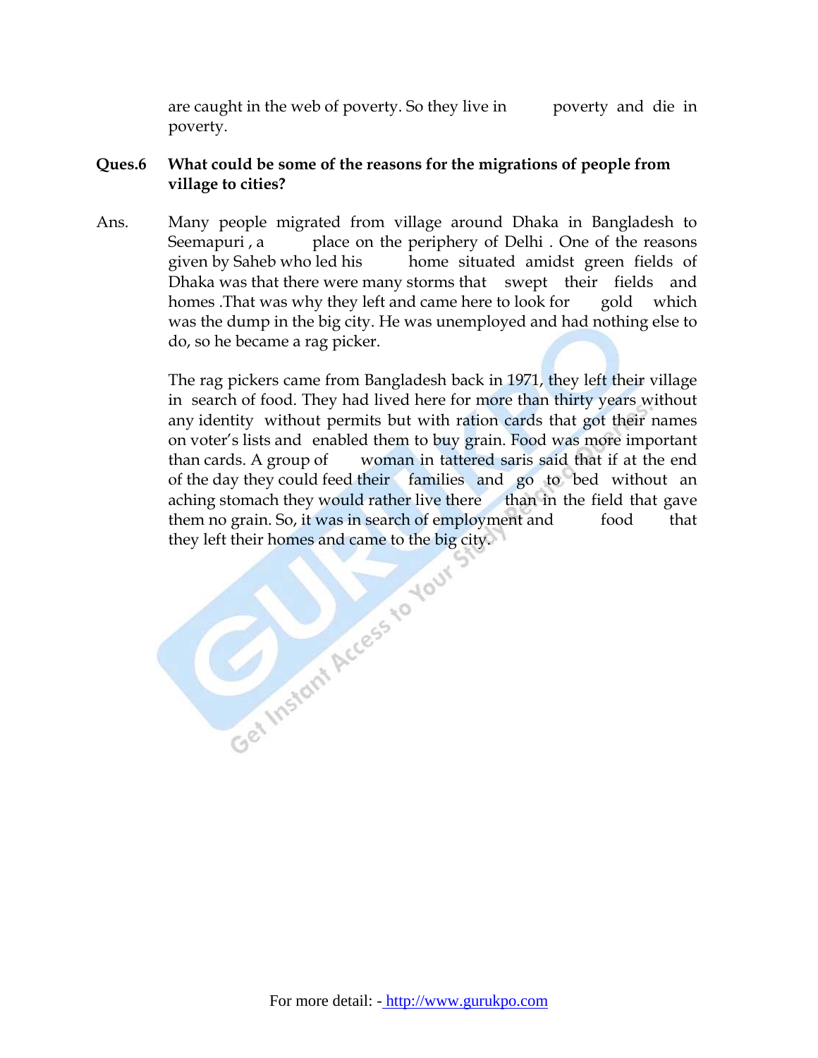are caught in the web of poverty. So they live in poverty and die in poverty.

**Ques.6 What could be some of the reasons for the migrations of people from village to cities?**

Ans. Many people migrated from village around Dhaka in Bangladesh to Seemapuri , a place on the periphery of Delhi . One of the reasons given by Saheb who led his home situated amidst green fields of Dhaka was that there were many storms that swept their fields and homes .That was why they left and came here to look for gold which was the dump in the big city. He was unemployed and had nothing else to do, so he became a rag picker.

The rag pickers came from Bangladesh back in 1971, they left their village in search of food. They had lived here for more than thirty years without any identity without permits but with ration cards that got their names on voter's lists and enabled them to buy grain. Food was more important than cards. A group of woman in tattered saris said that if at the end of the day they could feed their families and go to bed without an aching stomach they would rather live there than in the field that gave them no grain. So, it was in search of employment and food that they left their homes and came to the big city.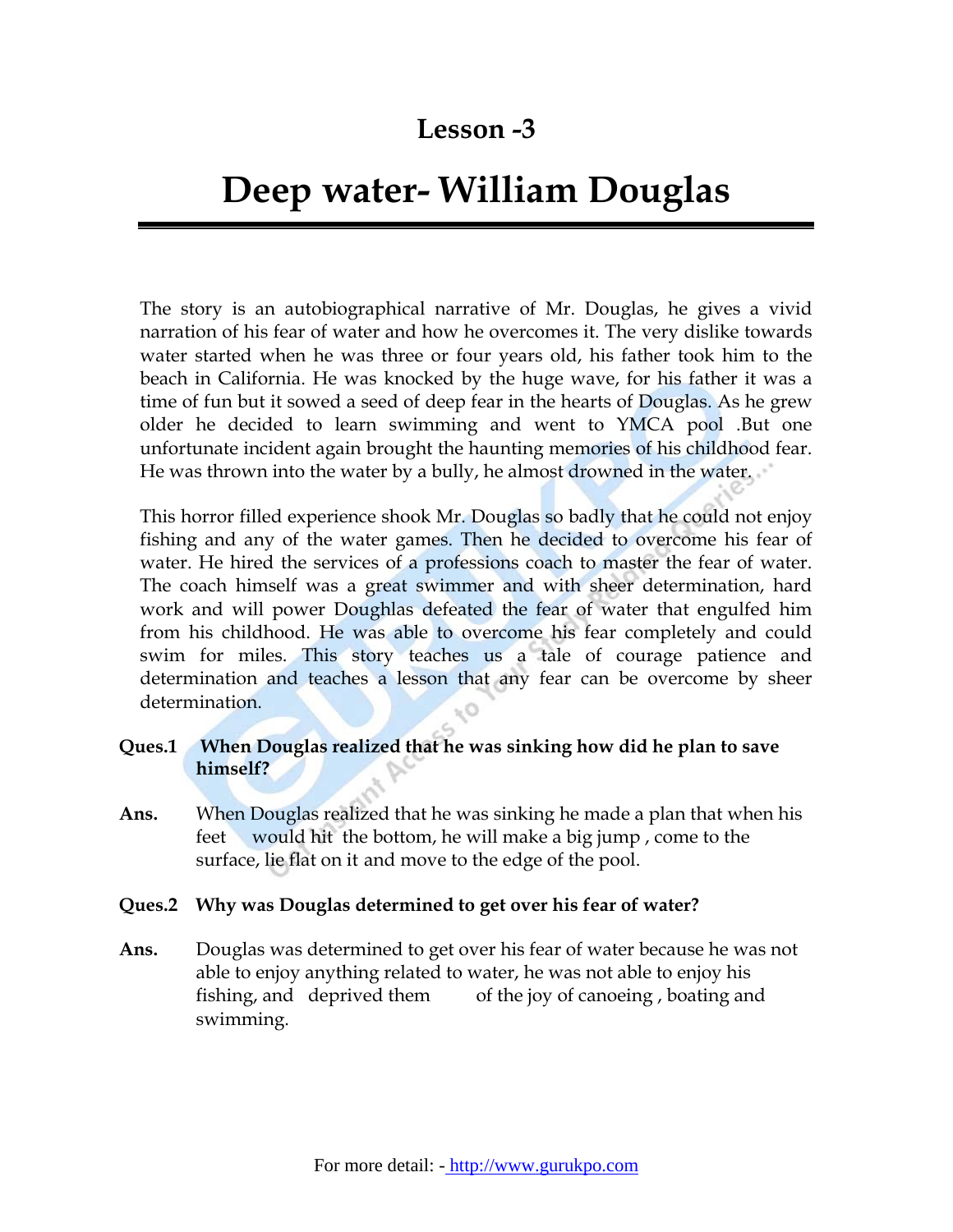## Lesson -3

# Deep water- William Douglas

The story is an autobiographical narrative of Mr. Douglas, he gives a vivid narration of his fear of water and how he overcomes it. The very dislike towards water started when he was three or four years old, his father took him to the beach in California. He was knocked by the huge wave, for his father it was a time of fun but it sowed a seed of deep fear in the hearts of Douglas. As he grew older he decided to learn swimming and went to YMCA pool .But one unfortunate incident again brought the haunting memories of his childhood fear. He was thrown into the water by a bully, he almost drowned in the water.

This horror filled experience shook Mr. Douglas so badly that he could not enjoy fishing and any of the water games. Then he decided to overcome his fear of water. He hired the services of a professions coach to master the fear of water. The coach himself was a great swimmer and with sheer determination, hard work and will power Doughlas defeated the fear of water that engulfed him from his childhood. He was able to overcome his fear completely and could swim for miles. This story teaches us a tale of courage patience and determination and teaches a lesson that any fear can be overcome by sheer determination.

**Ques.1 When Douglas realized that he was sinking how did he plan to save himself?**

**Ans.** When Douglas realized that he was sinking he made a plan that when his feet would hit the bottom, he will make a big jump , come to the surface, lie flat on it and move to the edge of the pool.

**Ques.2 Why was Douglas determined to get over his fear of water?**

**Ans.** Douglas was determined to get over his fear of water because he was not able to enjoy anything related to water, he was not able to enjoy his fishing, and deprived them of the joy of canoeing , boating and swimming.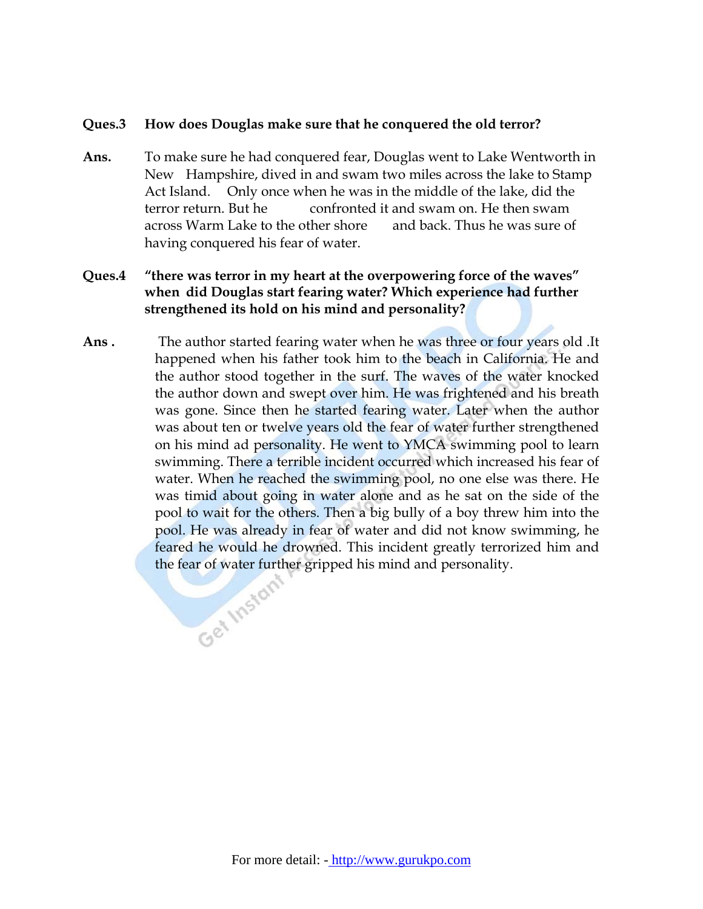**Ques.3 How does Douglas make sure that he conquered the old terror?**

**Ans.** To make sure he had conquered fear, Douglas went to Lake Wentworth in New Hampshire, dived in and swam two miles across the lake to Stamp Act Island. Only once when he was in the middle of the lake, did the terror return. But he confronted it and swam on. He then swam across Warm Lake to the other shore and back. Thus he was sure of having conquered his fear of water.

**Ques.4 "there was terror in my heart at the overpowering force of the waves" when did Douglas start fearing water? Which experience had further strengthened its hold on his mind and personality?**

**Ans .** The author started fearing water when he was three or four years old .It happened when his father took him to the beach in California. He and the author stood together in the surf. The waves of the water knocked the author down and swept over him. He was frightened and his breath was gone. Since then he started fearing water. Later when the author was about ten or twelve years old the fear of water further strengthened on his mind ad personality. He went to YMCA swimming pool to learn swimming. There a terrible incident occurred which increased his fear of water. When he reached the swimming pool, no one else was there. He was timid about going in water alone and as he sat on the side of the pool to wait for the others. Then a big bully of a boy threw him into the pool. He was already in fear of water and did not know swimming, he feared he would he drowned. This incident greatly terrorized him and the fear of water further gripped his mind and personality.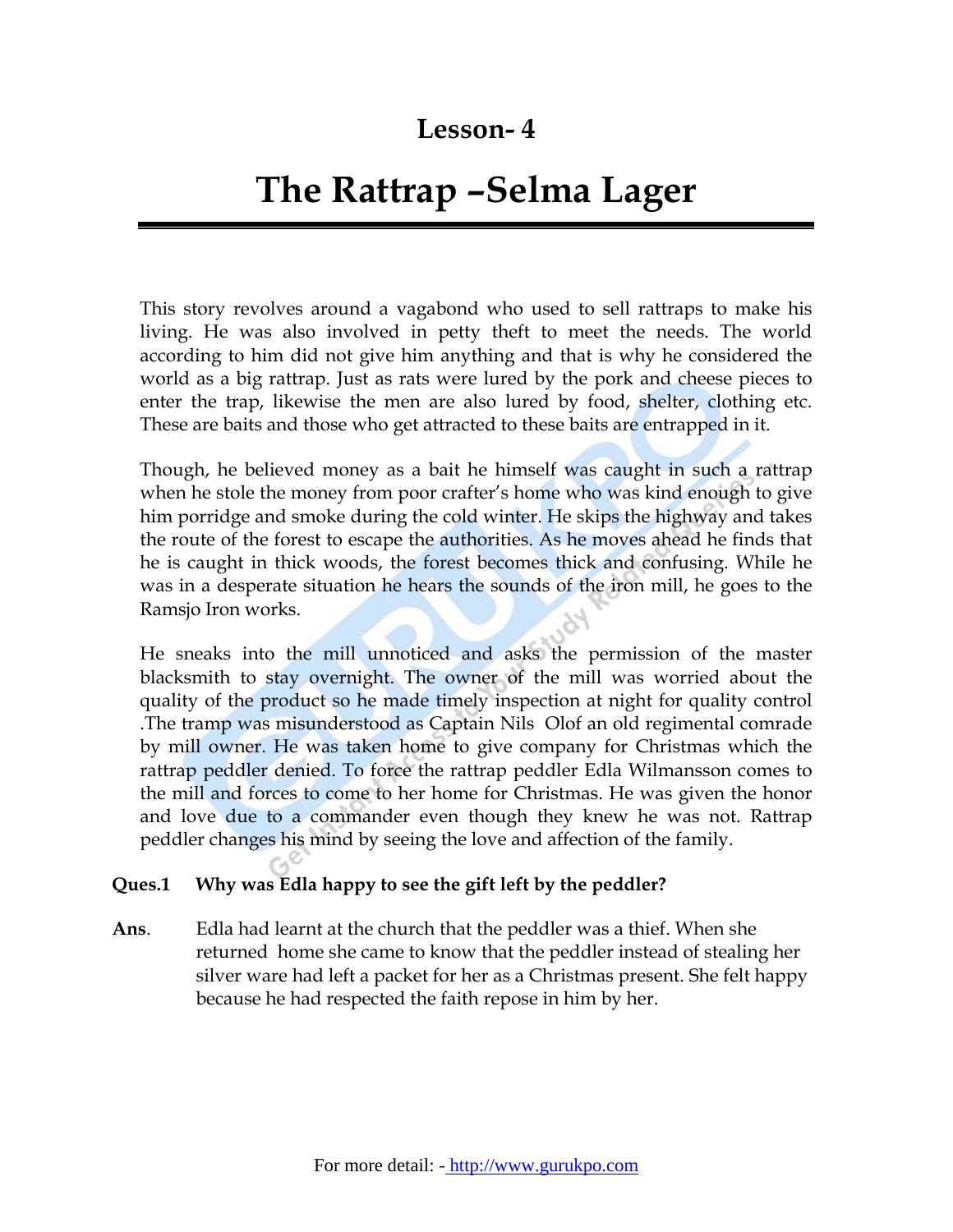# Lesson- 4

# The Rattrap –Selma Lager

This story revolves around a vagabond who used to sell rattraps to make his living. He was also involved in petty theft to meet the needs. The world according to him did not give him anything and that is why he considered the world as a big rattrap. Just as rats were lured by the pork and cheese pieces to enter the trap, likewise the men are also lured by food, shelter, clothing etc. These are baits and those who get attracted to these baits are entrapped in it.

Though, he believed money as a bait he himself was caught in such a rattrap when he stole the money from poor crafter's home who was kind enough to give him porridge and smoke during the cold winter. He skips the highway and takes the route of the forest to escape the authorities. As he moves ahead he finds that he is caught in thick woods, the forest becomes thick and confusing. While he was in a desperate situation he hears the sounds of the iron mill, he goes to the Ramsjo Iron works.

He sneaks into the mill unnoticed and asks the permission of the master blacksmith to stay overnight. The owner of the mill was worried about the quality of the product so he made timely inspection at night for quality control .The tramp was misunderstood as Captain Nils Olof an old regimental comrade by mill owner. He was taken home to give company for Christmas which the rattrap peddler denied. To force the rattrap peddler Edla Wilmansson comes to the mill and forces to come to her home for Christmas. He was given the honor and love due to a commander even though they knew he was not. Rattrap peddler changes his mind by seeing the love and affection of the family.

**Ques.1 Why was Edla happy to see the gift left by the peddler?**

**Ans**. Edla had learnt at the church that the peddler was a thief. When she returned home she came to know that the peddler instead of stealing her silver ware had left a packet for her as a Christmas present. She felt happy because he had respected the faith repose in him by her.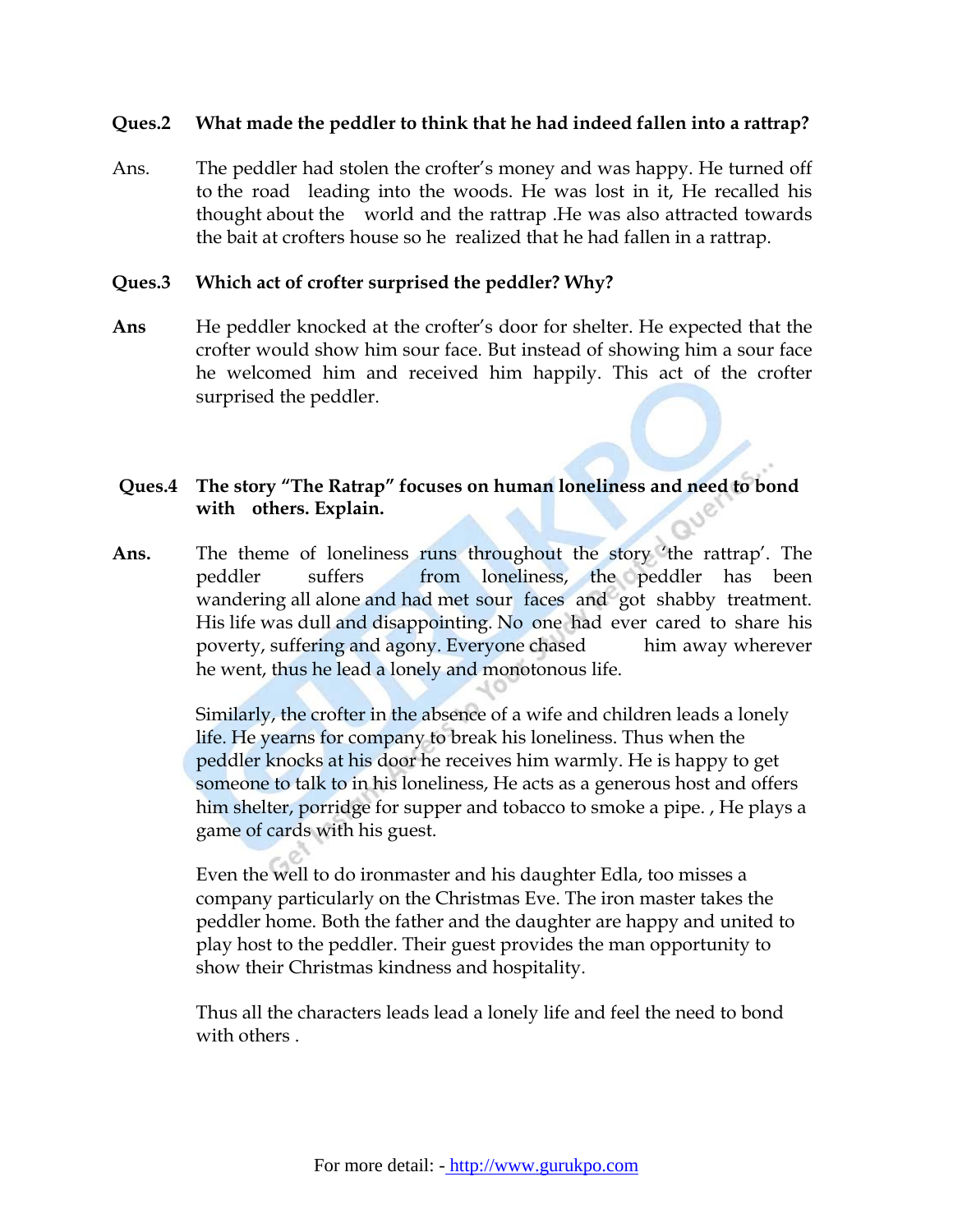**Ques.2 What made the peddler to think that he had indeed fallen into a rattrap?**

Ans. The peddler had stolen the crofter's money and was happy. He turned off to the road leading into the woods. He was lost in it, He recalled his thought about the world and the rattrap .He was also attracted towards the bait at crofters house so he realized that he had fallen in a rattrap.

**Ques.3 Which act of crofter surprised the peddler? Why?**

**Ans** He peddler knocked at the crofter's door for shelter. He expected that the crofter would show him sour face. But instead of showing him a sour face he welcomed him and received him happily. This act of the crofter surprised the peddler.

**Ques.4 The story "The Ratrap" focuses on human loneliness and need to bond with others. Explain.**

**Ans.** The theme of loneliness runs throughout the story 'the rattrap'. The peddler suffers from loneliness, the peddler has been wandering all alone and had met sour faces and got shabby treatment. His life was dull and disappointing. No one had ever cared to share his poverty, suffering and agony. Everyone chased him away wherever he went, thus he lead a lonely and monotonous life.

Similarly, the crofter in the absence of a wife and children leads a lonely life. He yearns for company to break his loneliness. Thus when the peddler knocks at his door he receives him warmly. He is happy to get someone to talk to in his loneliness, He acts as a generous host and offers him shelter, porridge for supper and tobacco to smoke a pipe. , He plays a game of cards with his guest.

Even the well to do ironmaster and his daughter Edla, too misses a company particularly on the Christmas Eve. The iron master takes the peddler home. Both the father and the daughter are happy and united to play host to the peddler. Their guest provides the man opportunity to show their Christmas kindness and hospitality.

Thus all the characters leads lead a lonely life and feel the need to bond with others .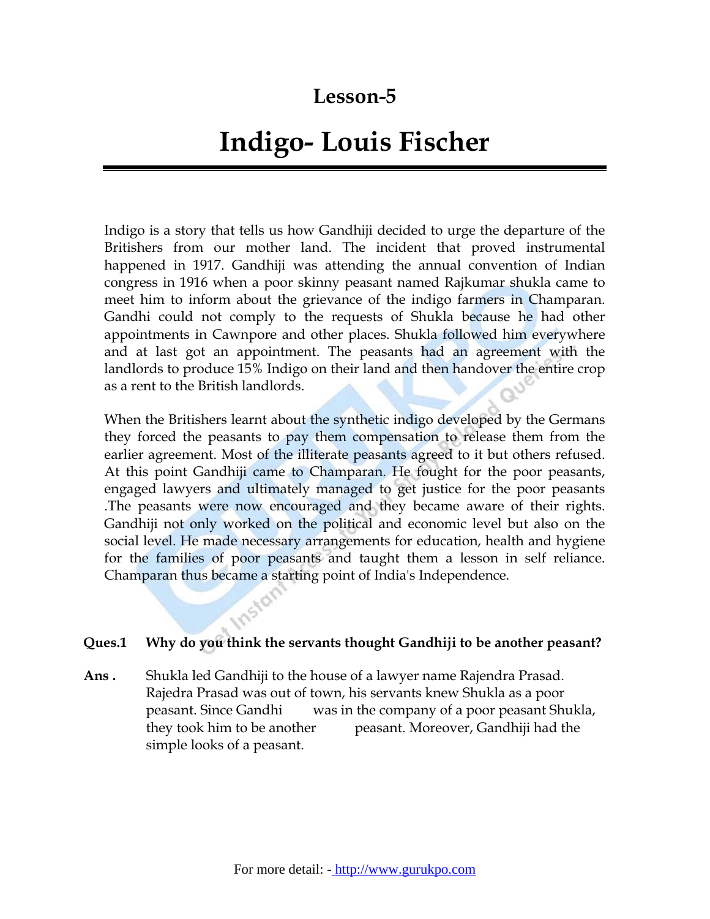# Lesson-5

# Indigo- Louis Fischer

Indigo is a story that tells us how Gandhiji decided to urge the departure of the Britishers from our mother land. The incident that proved instrumental happened in 1917. Gandhiji was attending the annual convention of Indian congress in 1916 when a poor skinny peasant named Rajkumar shukla came to meet him to inform about the grievance of the indigo farmers in Champaran. Gandhi could not comply to the requests of Shukla because he had other appointments in Cawnpore and other places. Shukla followed him everywhere and at last got an appointment. The peasants had an agreement with the landlords to produce 15% Indigo on their land and then handover the entire crop as a rent to the British landlords.

When the Britishers learnt about the synthetic indigo developed by the Germans they forced the peasants to pay them compensation to release them from the earlier agreement. Most of the illiterate peasants agreed to it but others refused. At this point Gandhiji came to Champaran. He fought for the poor peasants, engaged lawyers and ultimately managed to get justice for the poor peasants .The peasants were now encouraged and they became aware of their rights. Gandhiji not only worked on the political and economic level but also on the social level. He made necessary arrangements for education, health and hygiene for the families of poor peasants and taught them a lesson in self reliance. Champaran thus became a starting point of India's Independence.

**Ques.1 Why do you think the servants thought Gandhiji to be another peasant?**

**Ans .** Shukla led Gandhiji to the house of a lawyer name Rajendra Prasad. Rajedra Prasad was out of town, his servants knew Shukla as a poor peasant. Since Gandhi was in the company of a poor peasant Shukla, they took him to be another peasant. Moreover, Gandhiji had the simple looks of a peasant.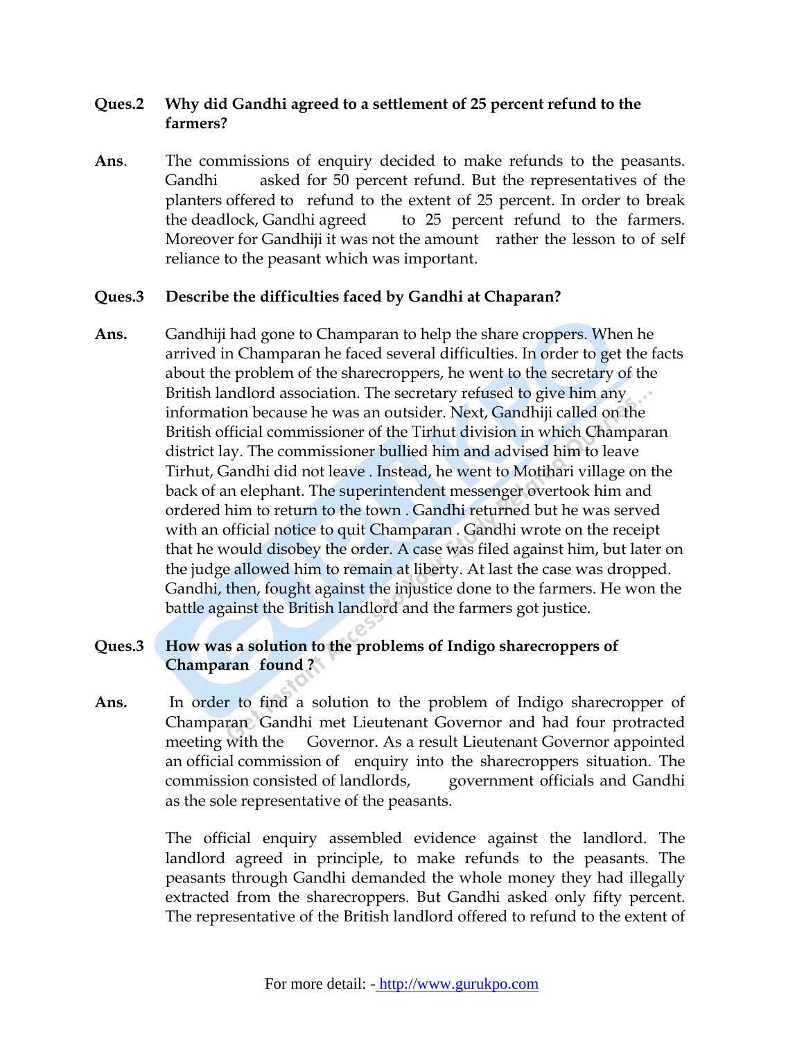**Ques.2 Why did Gandhi agreed to a settlement of 25 percent refund to the farmers?**

**Ans**. The commissions of enquiry decided to make refunds to the peasants. Gandhi asked for 50 percent refund. But the representatives of the planters offered to refund to the extent of 25 percent. In order to break the deadlock, Gandhi agreed to 25 percent refund to the farmers. Moreover for Gandhiji it was not the amount rather the lesson to of self reliance to the peasant which was important.

**Ques.3 Describe the difficulties faced by Gandhi at Chaparan?**

**Ans.** Gandhiji had gone to Champaran to help the share croppers. When he arrived in Champaran he faced several difficulties. In order to get the facts about the problem of the sharecroppers, he went to the secretary of the British landlord association. The secretary refused to give him any information because he was an outsider. Next, Gandhiji called on the British official commissioner of the Tirhut division in which Champaran district lay. The commissioner bullied him and advised him to leave Tirhut, Gandhi did not leave . Instead, he went to Motihari village on the back of an elephant. The superintendent messenger overtook him and ordered him to return to the town . Gandhi returned but he was served with an official notice to quit Champaran . Gandhi wrote on the receipt that he would disobey the order. A case was filed against him, but later on the judge allowed him to remain at liberty. At last the case was dropped. Gandhi, then, fought against the injustice done to the farmers. He won the battle against the British landlord and the farmers got justice.

**Ques.3 How was a solution to the problems of Indigo sharecroppers of Champaran found ?**

**Ans.** In order to find a solution to the problem of Indigo sharecropper of Champaran Gandhi met Lieutenant Governor and had four protracted meeting with the Governor. As a result Lieutenant Governor appointed an official commission of enquiry into the sharecroppers situation. The commission consisted of landlords, government officials and Gandhi as the sole representative of the peasants.

The official enquiry assembled evidence against the landlord. The landlord agreed in principle, to make refunds to the peasants. The peasants through Gandhi demanded the whole money they had illegally extracted from the sharecroppers. But Gandhi asked only fifty percent. The representative of the British landlord offered to refund to the extent of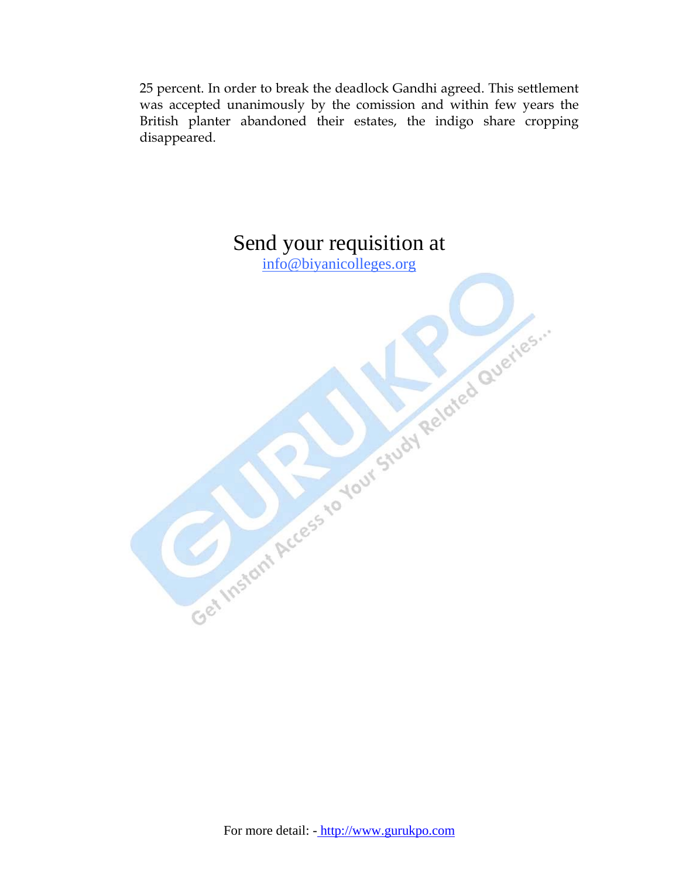25 percent. In order to break the deadlock Gandhi agreed. This settlement was accepted unanimously by the comission and within few years the British planter abandoned their estates, the indigo share cropping disappeared.

Send your requisition at
info@biyanicolleges.org

For more detail: - http://www.gurukpo.com